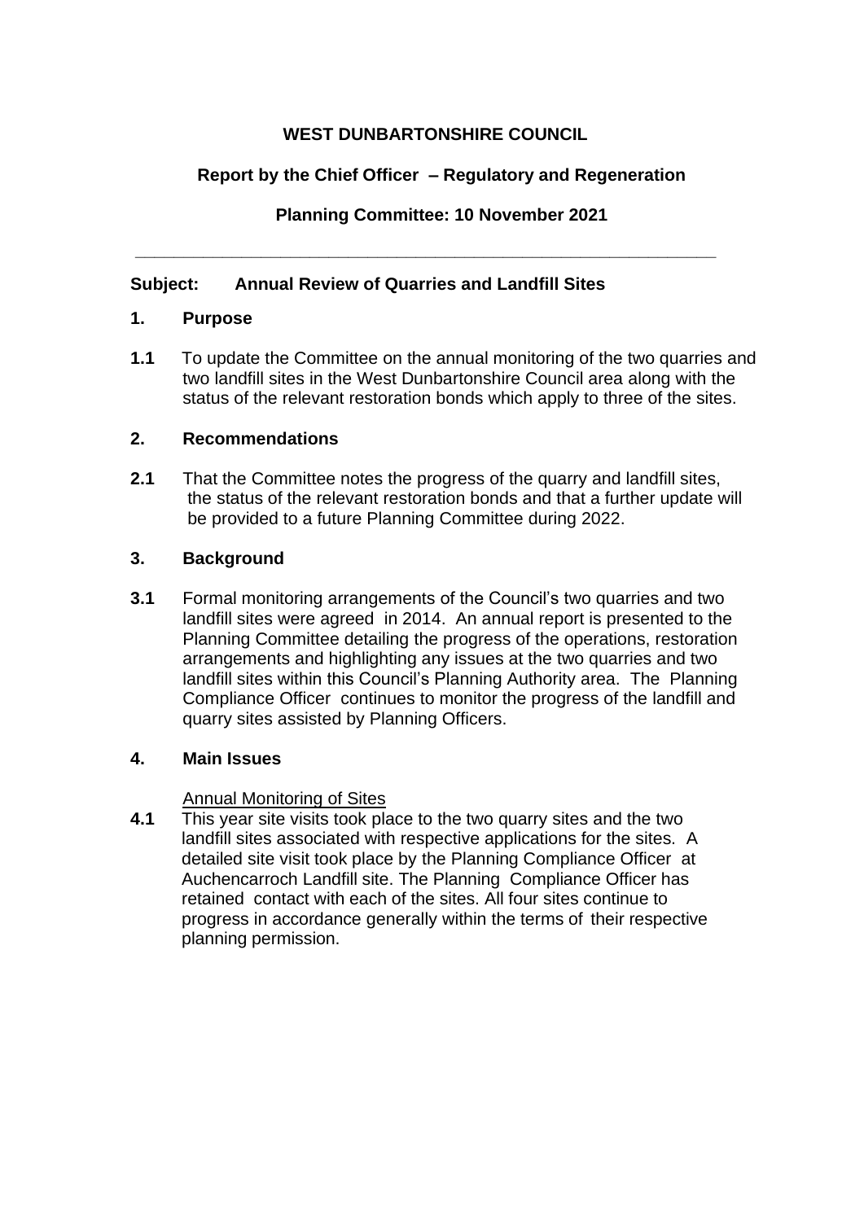**WEST DUNBARTONSHIRE COUNCIL**

**Report by the Chief Officer – Regulatory and Regeneration**

**Planning Committee: 10 November 2021**

---

**Subject: Annual Review of Quarries and Landfill Sites**

## 1. Purpose

**1.1** To update the Committee on the annual monitoring of the two quarries and two landfill sites in the West Dunbartonshire Council area along with the status of the relevant restoration bonds which apply to three of the sites.

## 2. Recommendations

**2.1** That the Committee notes the progress of the quarry and landfill sites, the status of the relevant restoration bonds and that a further update will be provided to a future Planning Committee during 2022.

## 3. Background

**3.1** Formal monitoring arrangements of the Council's two quarries and two landfill sites were agreed in 2014. An annual report is presented to the Planning Committee detailing the progress of the operations, restoration arrangements and highlighting any issues at the two quarries and two landfill sites within this Council's Planning Authority area. The Planning Compliance Officer continues to monitor the progress of the landfill and quarry sites assisted by Planning Officers.

## 4. Main Issues

Annual Monitoring of Sites

**4.1** This year site visits took place to the two quarry sites and the two landfill sites associated with respective applications for the sites. A detailed site visit took place by the Planning Compliance Officer at Auchencarroch Landfill site. The Planning Compliance Officer has retained contact with each of the sites. All four sites continue to progress in accordance generally within the terms of their respective planning permission.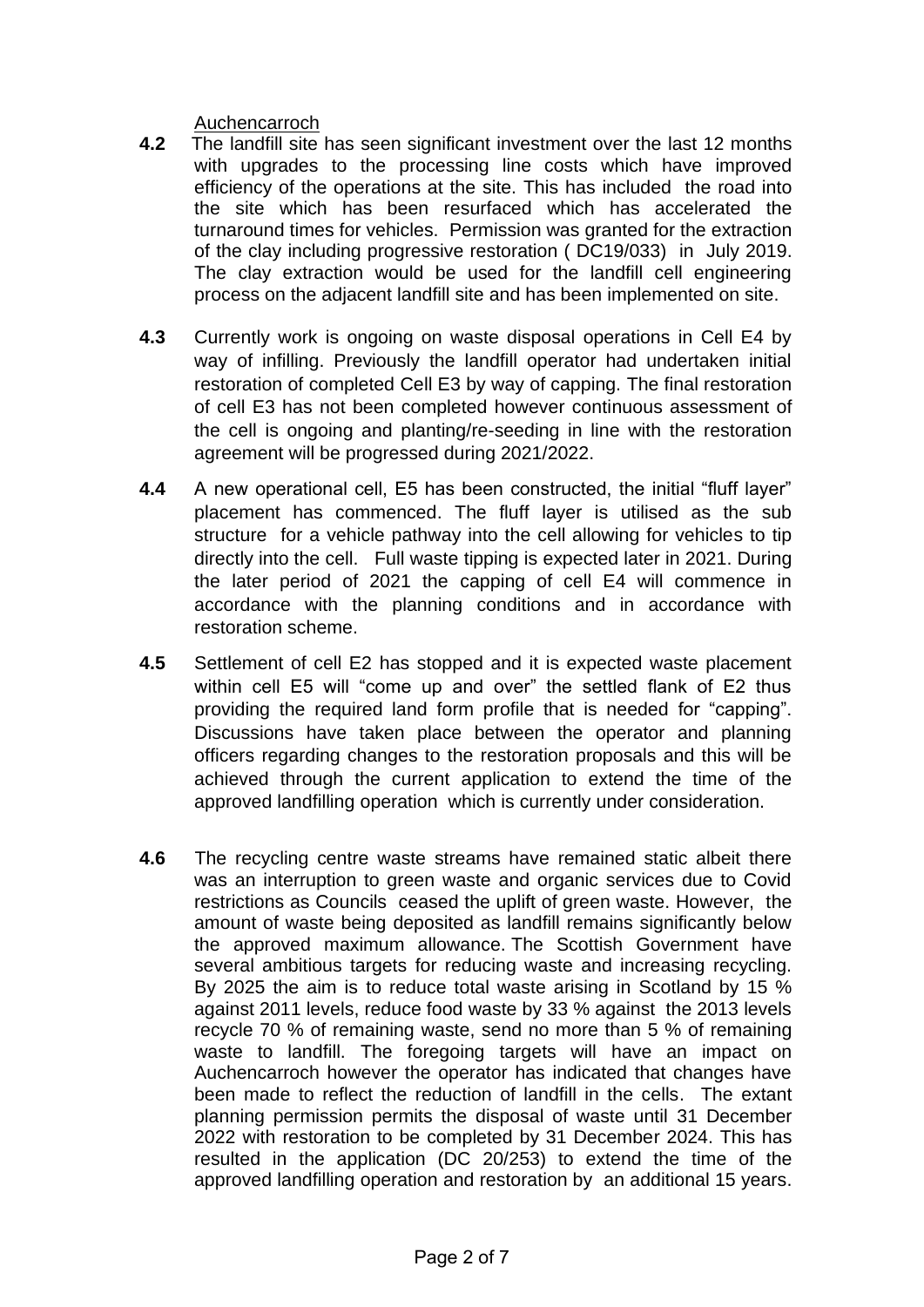Auchencarroch

**4.2** The landfill site has seen significant investment over the last 12 months with upgrades to the processing line costs which have improved efficiency of the operations at the site. This has included the road into the site which has been resurfaced which has accelerated the turnaround times for vehicles. Permission was granted for the extraction of the clay including progressive restoration ( DC19/033) in July 2019. The clay extraction would be used for the landfill cell engineering process on the adjacent landfill site and has been implemented on site.

**4.3** Currently work is ongoing on waste disposal operations in Cell E4 by way of infilling. Previously the landfill operator had undertaken initial restoration of completed Cell E3 by way of capping. The final restoration of cell E3 has not been completed however continuous assessment of the cell is ongoing and planting/re-seeding in line with the restoration agreement will be progressed during 2021/2022.

**4.4** A new operational cell, E5 has been constructed, the initial "fluff layer" placement has commenced. The fluff layer is utilised as the sub structure for a vehicle pathway into the cell allowing for vehicles to tip directly into the cell. Full waste tipping is expected later in 2021. During the later period of 2021 the capping of cell E4 will commence in accordance with the planning conditions and in accordance with restoration scheme.

**4.5** Settlement of cell E2 has stopped and it is expected waste placement within cell E5 will "come up and over" the settled flank of E2 thus providing the required land form profile that is needed for "capping". Discussions have taken place between the operator and planning officers regarding changes to the restoration proposals and this will be achieved through the current application to extend the time of the approved landfilling operation which is currently under consideration.

**4.6** The recycling centre waste streams have remained static albeit there was an interruption to green waste and organic services due to Covid restrictions as Councils ceased the uplift of green waste. However, the amount of waste being deposited as landfill remains significantly below the approved maximum allowance. The Scottish Government have several ambitious targets for reducing waste and increasing recycling. By 2025 the aim is to reduce total waste arising in Scotland by 15 % against 2011 levels, reduce food waste by 33 % against the 2013 levels recycle 70 % of remaining waste, send no more than 5 % of remaining waste to landfill. The foregoing targets will have an impact on Auchencarroch however the operator has indicated that changes have been made to reflect the reduction of landfill in the cells. The extant planning permission permits the disposal of waste until 31 December 2022 with restoration to be completed by 31 December 2024. This has resulted in the application (DC 20/253) to extend the time of the approved landfilling operation and restoration by an additional 15 years.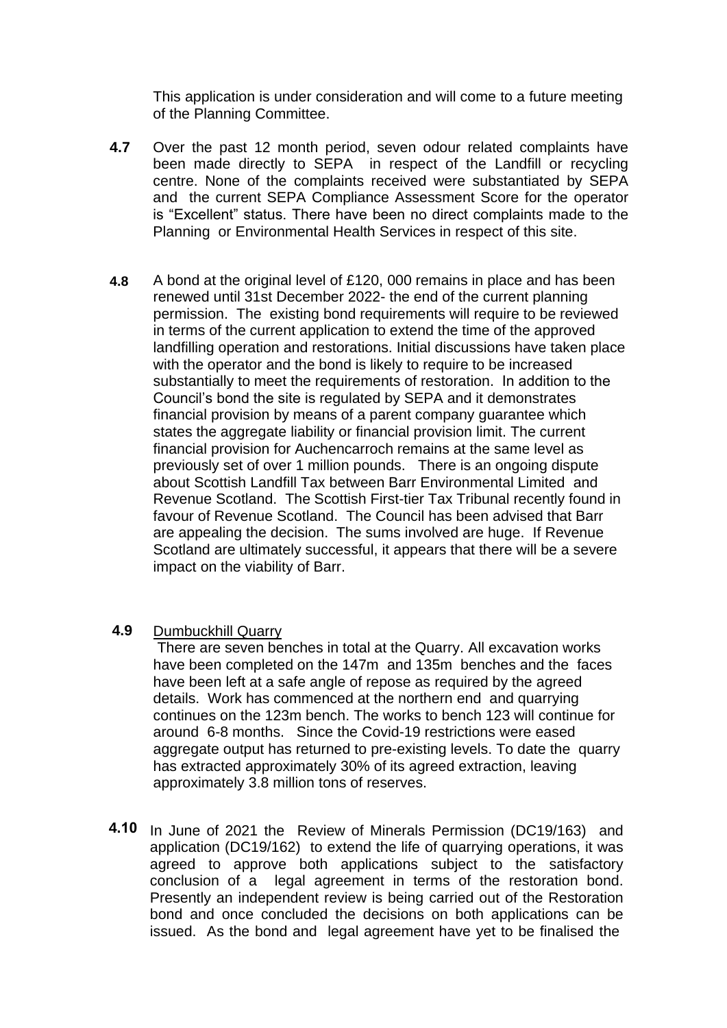This application is under consideration and will come to a future meeting of the Planning Committee.

**4.7** Over the past 12 month period, seven odour related complaints have been made directly to SEPA in respect of the Landfill or recycling centre. None of the complaints received were substantiated by SEPA and the current SEPA Compliance Assessment Score for the operator is "Excellent" status. There have been no direct complaints made to the Planning or Environmental Health Services in respect of this site.

**4.8** A bond at the original level of £120, 000 remains in place and has been renewed until 31st December 2022- the end of the current planning permission. The existing bond requirements will require to be reviewed in terms of the current application to extend the time of the approved landfilling operation and restorations. Initial discussions have taken place with the operator and the bond is likely to require to be increased substantially to meet the requirements of restoration. In addition to the Council's bond the site is regulated by SEPA and it demonstrates financial provision by means of a parent company guarantee which states the aggregate liability or financial provision limit. The current financial provision for Auchencarroch remains at the same level as previously set of over 1 million pounds. There is an ongoing dispute about Scottish Landfill Tax between Barr Environmental Limited and Revenue Scotland. The Scottish First-tier Tax Tribunal recently found in favour of Revenue Scotland. The Council has been advised that Barr are appealing the decision. The sums involved are huge. If Revenue Scotland are ultimately successful, it appears that there will be a severe impact on the viability of Barr.

**4.9** Dumbuckhill Quarry

There are seven benches in total at the Quarry. All excavation works have been completed on the 147m and 135m benches and the faces have been left at a safe angle of repose as required by the agreed details. Work has commenced at the northern end and quarrying continues on the 123m bench. The works to bench 123 will continue for around 6-8 months. Since the Covid-19 restrictions were eased aggregate output has returned to pre-existing levels. To date the quarry has extracted approximately 30% of its agreed extraction, leaving approximately 3.8 million tons of reserves.

**4.10** In June of 2021 the Review of Minerals Permission (DC19/163) and application (DC19/162) to extend the life of quarrying operations, it was agreed to approve both applications subject to the satisfactory conclusion of a legal agreement in terms of the restoration bond. Presently an independent review is being carried out of the Restoration bond and once concluded the decisions on both applications can be issued. As the bond and legal agreement have yet to be finalised the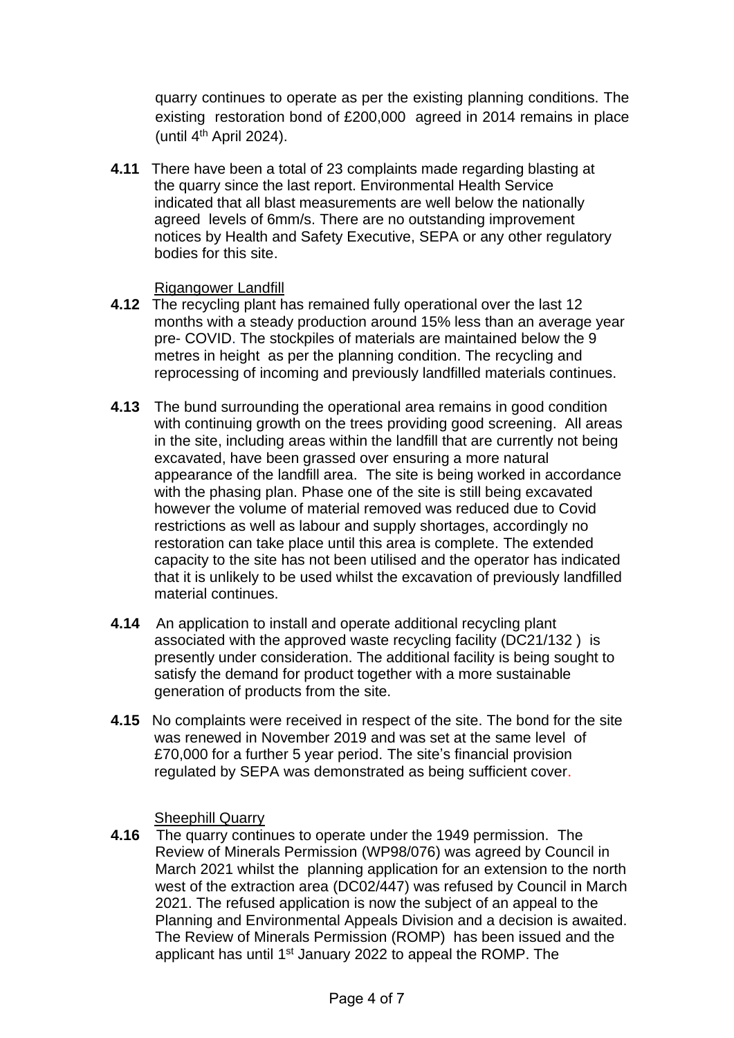quarry continues to operate as per the existing planning conditions. The existing restoration bond of £200,000 agreed in 2014 remains in place (until 4th April 2024).

**4.11** There have been a total of 23 complaints made regarding blasting at the quarry since the last report. Environmental Health Service indicated that all blast measurements are well below the nationally agreed levels of 6mm/s. There are no outstanding improvement notices by Health and Safety Executive, SEPA or any other regulatory bodies for this site.

Rigangower Landfill

**4.12** The recycling plant has remained fully operational over the last 12 months with a steady production around 15% less than an average year pre- COVID. The stockpiles of materials are maintained below the 9 metres in height as per the planning condition. The recycling and reprocessing of incoming and previously landfilled materials continues.

**4.13** The bund surrounding the operational area remains in good condition with continuing growth on the trees providing good screening. All areas in the site, including areas within the landfill that are currently not being excavated, have been grassed over ensuring a more natural appearance of the landfill area. The site is being worked in accordance with the phasing plan. Phase one of the site is still being excavated however the volume of material removed was reduced due to Covid restrictions as well as labour and supply shortages, accordingly no restoration can take place until this area is complete. The extended capacity to the site has not been utilised and the operator has indicated that it is unlikely to be used whilst the excavation of previously landfilled material continues.

**4.14** An application to install and operate additional recycling plant associated with the approved waste recycling facility (DC21/132 ) is presently under consideration. The additional facility is being sought to satisfy the demand for product together with a more sustainable generation of products from the site.

**4.15** No complaints were received in respect of the site. The bond for the site was renewed in November 2019 and was set at the same level of £70,000 for a further 5 year period. The site's financial provision regulated by SEPA was demonstrated as being sufficient cover.

Sheephill Quarry

**4.16** The quarry continues to operate under the 1949 permission. The Review of Minerals Permission (WP98/076) was agreed by Council in March 2021 whilst the planning application for an extension to the north west of the extraction area (DC02/447) was refused by Council in March 2021. The refused application is now the subject of an appeal to the Planning and Environmental Appeals Division and a decision is awaited. The Review of Minerals Permission (ROMP) has been issued and the applicant has until 1st January 2022 to appeal the ROMP. The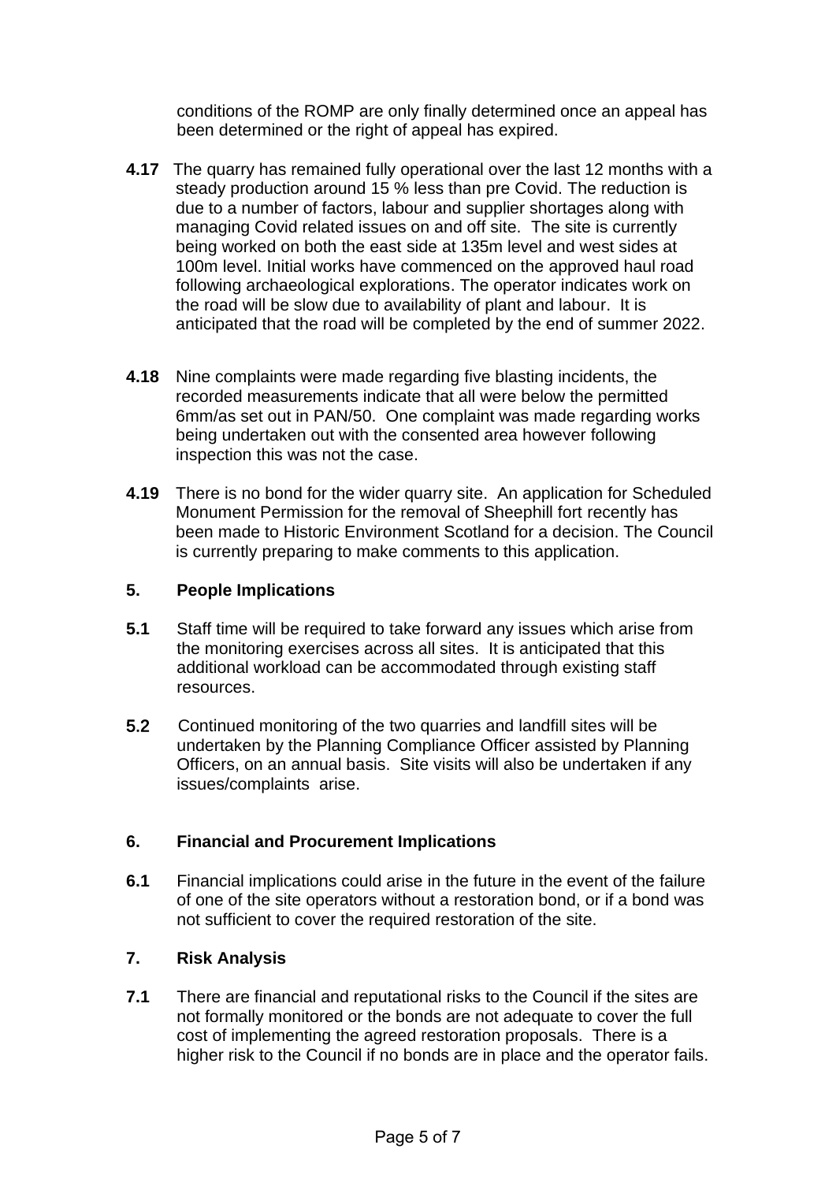conditions of the ROMP are only finally determined once an appeal has been determined or the right of appeal has expired.

**4.17** The quarry has remained fully operational over the last 12 months with a steady production around 15 % less than pre Covid. The reduction is due to a number of factors, labour and supplier shortages along with managing Covid related issues on and off site. The site is currently being worked on both the east side at 135m level and west sides at 100m level. Initial works have commenced on the approved haul road following archaeological explorations. The operator indicates work on the road will be slow due to availability of plant and labour. It is anticipated that the road will be completed by the end of summer 2022.

**4.18** Nine complaints were made regarding five blasting incidents, the recorded measurements indicate that all were below the permitted 6mm/as set out in PAN/50. One complaint was made regarding works being undertaken out with the consented area however following inspection this was not the case.

**4.19** There is no bond for the wider quarry site. An application for Scheduled Monument Permission for the removal of Sheephill fort recently has been made to Historic Environment Scotland for a decision. The Council is currently preparing to make comments to this application.

## 5. People Implications

**5.1** Staff time will be required to take forward any issues which arise from the monitoring exercises across all sites. It is anticipated that this additional workload can be accommodated through existing staff resources.

**5.2** Continued monitoring of the two quarries and landfill sites will be undertaken by the Planning Compliance Officer assisted by Planning Officers, on an annual basis. Site visits will also be undertaken if any issues/complaints arise.

## 6. Financial and Procurement Implications

**6.1** Financial implications could arise in the future in the event of the failure of one of the site operators without a restoration bond, or if a bond was not sufficient to cover the required restoration of the site.

## 7. Risk Analysis

**7.1** There are financial and reputational risks to the Council if the sites are not formally monitored or the bonds are not adequate to cover the full cost of implementing the agreed restoration proposals. There is a higher risk to the Council if no bonds are in place and the operator fails.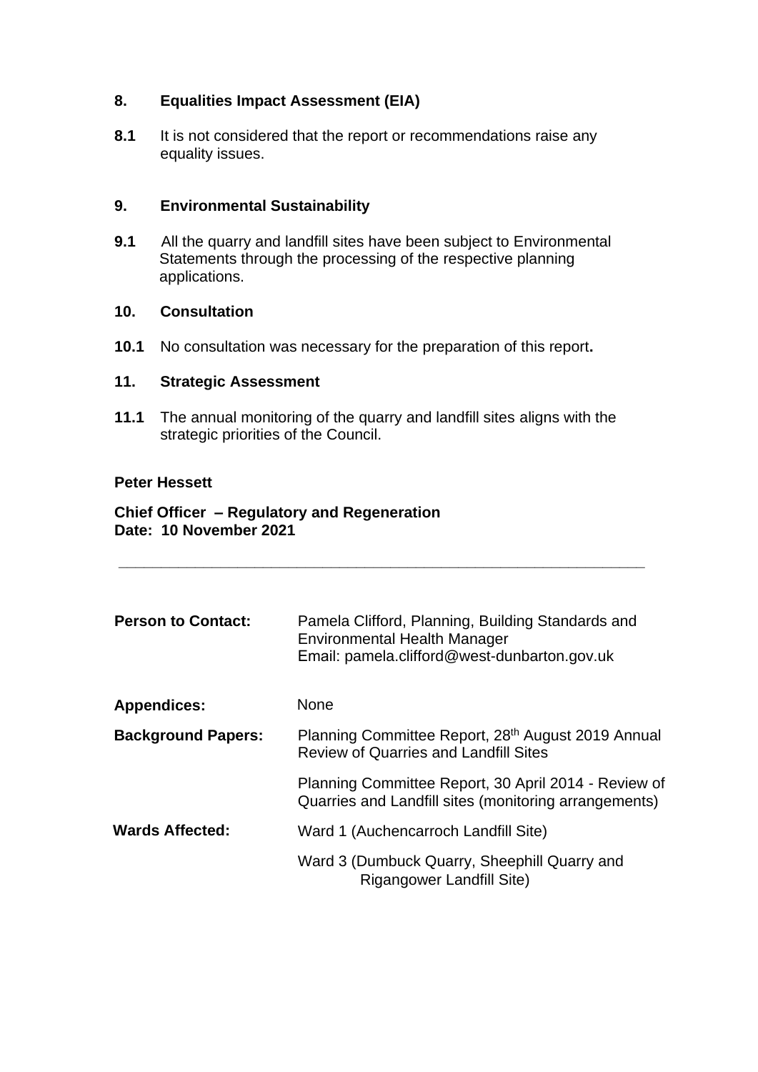## 8. Equalities Impact Assessment (EIA)

**8.1** It is not considered that the report or recommendations raise any equality issues.

## 9. Environmental Sustainability

**9.1** All the quarry and landfill sites have been subject to Environmental Statements through the processing of the respective planning applications.

## 10. Consultation

**10.1** No consultation was necessary for the preparation of this report**.**

## 11. Strategic Assessment

**11.1** The annual monitoring of the quarry and landfill sites aligns with the strategic priorities of the Council.

**Peter Hessett**

**Chief Officer – Regulatory and Regeneration**
**Date: 10 November 2021**

---

| | |
|---|---|
| **Person to Contact:** | Pamela Clifford, Planning, Building Standards and Environmental Health Manager<br>Email: pamela.clifford@west-dunbarton.gov.uk |
| **Appendices:** | None |
| **Background Papers:** | Planning Committee Report, 28th August 2019 Annual Review of Quarries and Landfill Sites |
| | Planning Committee Report, 30 April 2014 - Review of Quarries and Landfill sites (monitoring arrangements) |
| **Wards Affected:** | Ward 1 (Auchencarroch Landfill Site) |
| | Ward 3 (Dumbuck Quarry, Sheephill Quarry and Rigangower Landfill Site) |